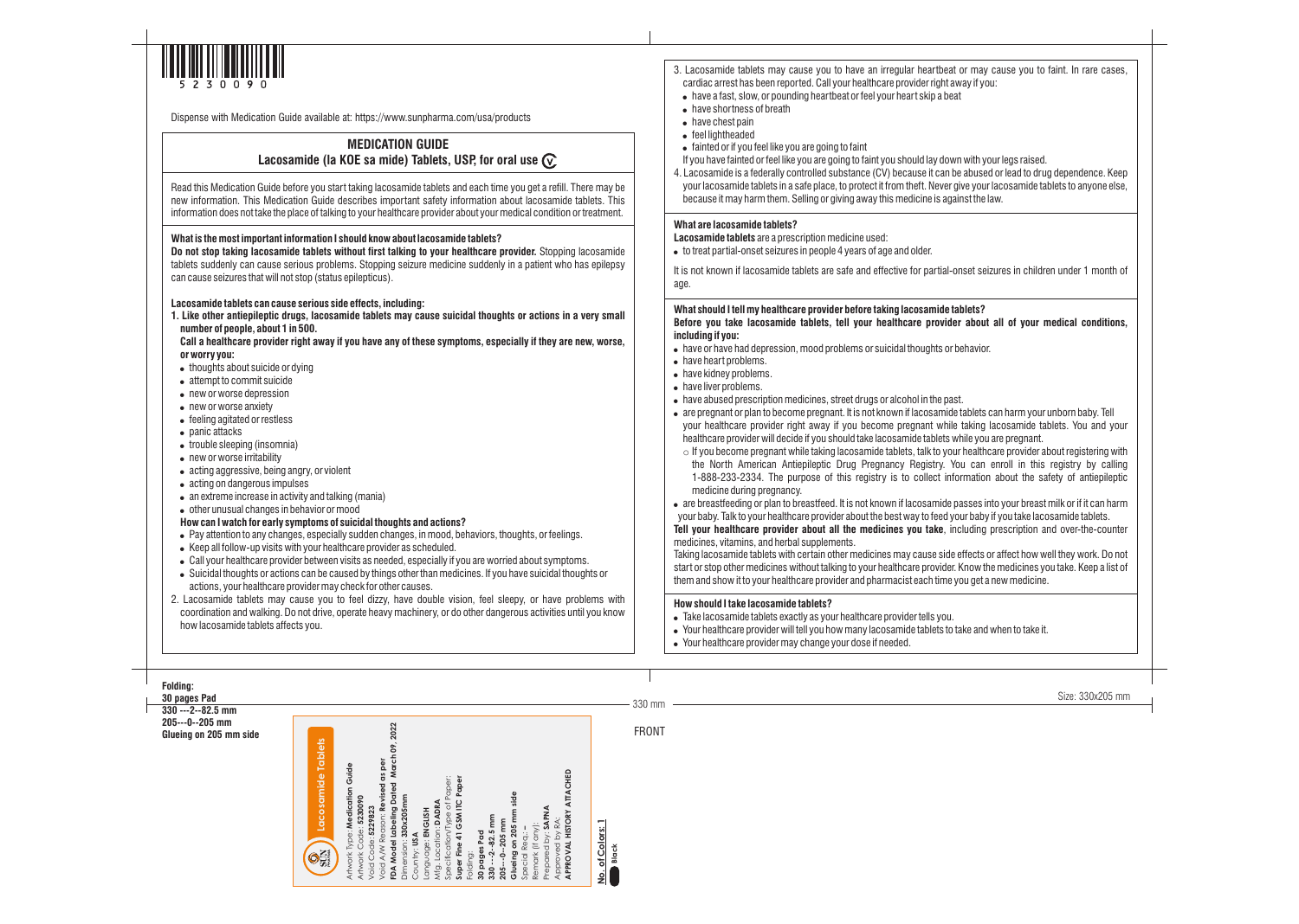5230090

Dispense with Medication Guide available at: https://www.sunpharma.com/usa/products

# MEDICATION GUIDE
## Lacosamide (la KOE sa mide) Tablets, USP, for oral use CV

Read this Medication Guide before you start taking lacosamide tablets and each time you get a refill. There may be new information. This Medication Guide describes important safety information about lacosamide tablets. This information does not take the place of talking to your healthcare provider about your medical condition or treatment.

### What is the most important information I should know about lacosamide tablets?

**Do not stop taking lacosamide tablets without first talking to your healthcare provider.** Stopping lacosamide tablets suddenly can cause serious problems. Stopping seizure medicine suddenly in a patient who has epilepsy can cause seizures that will not stop (status epilepticus).

**Lacosamide tablets can cause serious side effects, including:**

1. **Like other antiepileptic drugs, lacosamide tablets may cause suicidal thoughts or actions in a very small number of people, about 1 in 500.**

   **Call a healthcare provider right away if you have any of these symptoms, especially if they are new, worse, or worry you:**
   - thoughts about suicide or dying
   - attempt to commit suicide
   - new or worse depression
   - new or worse anxiety
   - feeling agitated or restless
   - panic attacks
   - trouble sleeping (insomnia)
   - new or worse irritability
   - acting aggressive, being angry, or violent
   - acting on dangerous impulses
   - an extreme increase in activity and talking (mania)
   - other unusual changes in behavior or mood

   **How can I watch for early symptoms of suicidal thoughts and actions?**
   - Pay attention to any changes, especially sudden changes, in mood, behaviors, thoughts, or feelings.
   - Keep all follow-up visits with your healthcare provider as scheduled.
   - Call your healthcare provider between visits as needed, especially if you are worried about symptoms.
   - Suicidal thoughts or actions can be caused by things other than medicines. If you have suicidal thoughts or actions, your healthcare provider may check for other causes.

2. Lacosamide tablets may cause you to feel dizzy, have double vision, feel sleepy, or have problems with coordination and walking. Do not drive, operate heavy machinery, or do other dangerous activities until you know how lacosamide tablets affects you.

3. Lacosamide tablets may cause you to have an irregular heartbeat or may cause you to faint. In rare cases, cardiac arrest has been reported. Call your healthcare provider right away if you:
   - have a fast, slow, or pounding heartbeat or feel your heart skip a beat
   - have shortness of breath
   - have chest pain
   - feel lightheaded
   - fainted or if you feel like you are going to faint

   If you have fainted or feel like you are going to faint you should lay down with your legs raised.

4. Lacosamide is a federally controlled substance (CV) because it can be abused or lead to drug dependence. Keep your lacosamide tablets in a safe place, to protect it from theft. Never give your lacosamide tablets to anyone else, because it may harm them. Selling or giving away this medicine is against the law.

### What are lacosamide tablets?

**Lacosamide tablets** are a prescription medicine used:
- to treat partial-onset seizures in people 4 years of age and older.

It is not known if lacosamide tablets are safe and effective for partial-onset seizures in children under 1 month of age.

### What should I tell my healthcare provider before taking lacosamide tablets?

**Before you take lacosamide tablets, tell your healthcare provider about all of your medical conditions, including if you:**
- have or have had depression, mood problems or suicidal thoughts or behavior.
- have heart problems.
- have kidney problems.
- have liver problems.
- have abused prescription medicines, street drugs or alcohol in the past.
- are pregnant or plan to become pregnant. It is not known if lacosamide tablets can harm your unborn baby. Tell your healthcare provider right away if you become pregnant while taking lacosamide tablets. You and your healthcare provider will decide if you should take lacosamide tablets while you are pregnant.
  - If you become pregnant while taking lacosamide tablets, talk to your healthcare provider about registering with the North American Antiepileptic Drug Pregnancy Registry. You can enroll in this registry by calling 1-888-233-2334. The purpose of this registry is to collect information about the safety of antiepileptic medicine during pregnancy.
- are breastfeeding or plan to breastfeed. It is not known if lacosamide passes into your breast milk or if it can harm your baby. Talk to your healthcare provider about the best way to feed your baby if you take lacosamide tablets.

**Tell your healthcare provider about all the medicines you take**, including prescription and over-the-counter medicines, vitamins, and herbal supplements.

Taking lacosamide tablets with certain other medicines may cause side effects or affect how well they work. Do not start or stop other medicines without talking to your healthcare provider. Know the medicines you take. Keep a list of them and show it to your healthcare provider and pharmacist each time you get a new medicine.

### How should I take lacosamide tablets?

- Take lacosamide tablets exactly as your healthcare provider tells you.
- Your healthcare provider will tell you how many lacosamide tablets to take and when to take it.
- Your healthcare provider may change your dose if needed.

**Folding:**
**30 pages Pad**
**330 ---2--82.5 mm**
**205---0--205 mm**
**Glueing on 205 mm side**

330 mm

FRONT

Size: 330x205 mm

**Lacosamide Tablets**

Artwork Type: **Medication Guide**
Artwork Code: **5230090**
Void Code: **5229823**
Void A/W Reason: **Revised as per FDA Model labeling Dated March 09, 2022**
Dimension: **330x205mm**
Country: **USA**
Language: **ENGLISH**
Mfg. Location: **DADRA**
Specification/Type of Paper: **Super Fine 41 GSM ITC Paper**
Folding:
**30 pages Pad**
**330 --2--82.5 mm**
**205--0--205 mm**
**Glueing on 205 mm side**
Special Req.: **–**
Remark (if any):
Prepared by: **SAPNA**
Approved by RA:
**APPROVAL HISTORY ATTACHED**

**No. of Colors: 1**
Black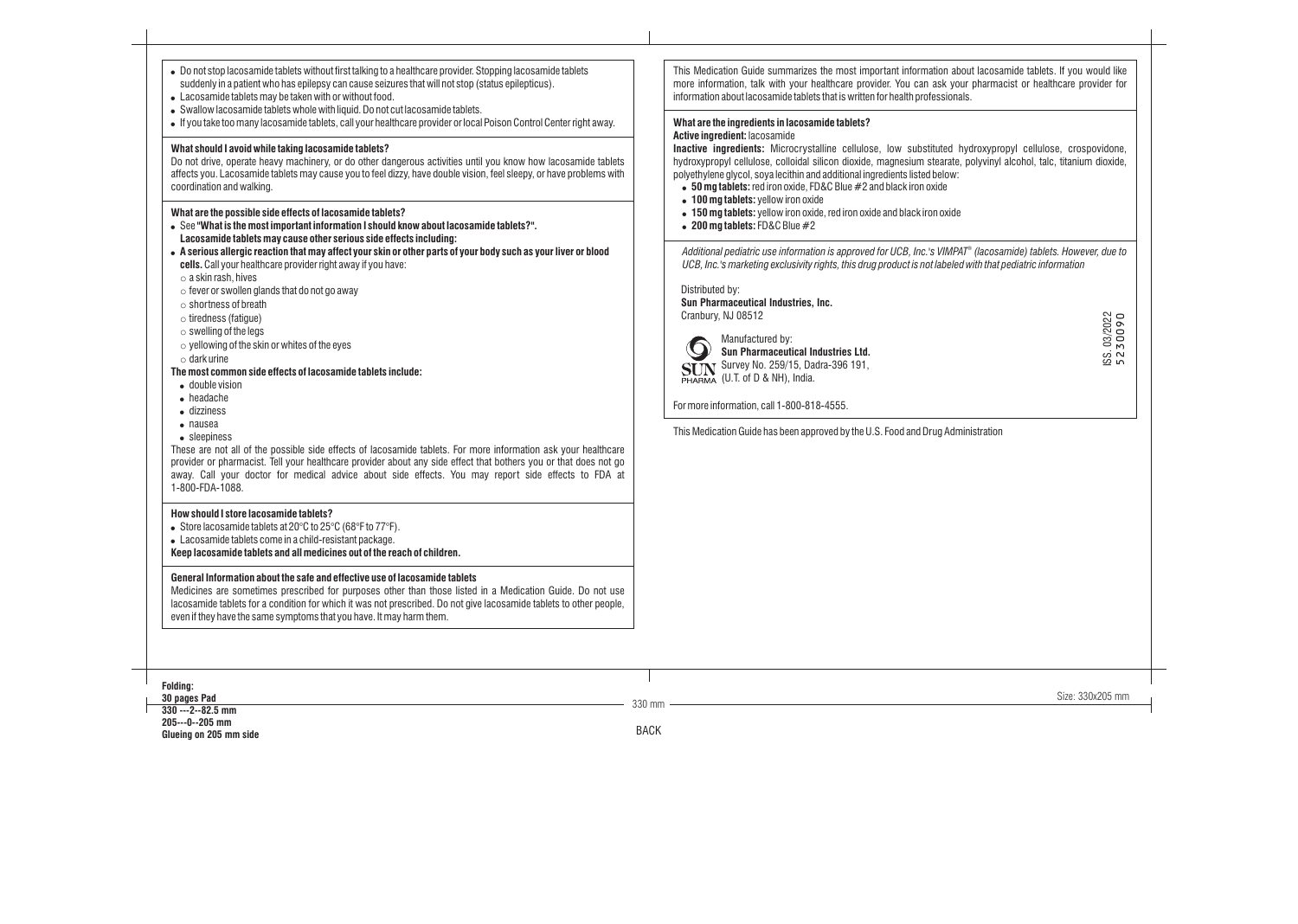- Do not stop lacosamide tablets without first talking to a healthcare provider. Stopping lacosamide tablets suddenly in a patient who has epilepsy can cause seizures that will not stop (status epilepticus).
- Lacosamide tablets may be taken with or without food.
- Swallow lacosamide tablets whole with liquid. Do not cut lacosamide tablets.
- If you take too many lacosamide tablets, call your healthcare provider or local Poison Control Center right away.

**What should I avoid while taking lacosamide tablets?**

Do not drive, operate heavy machinery, or do other dangerous activities until you know how lacosamide tablets affects you. Lacosamide tablets may cause you to feel dizzy, have double vision, feel sleepy, or have problems with coordination and walking.

**What are the possible side effects of lacosamide tablets?**

- See **"What is the most important information I should know about lacosamide tablets?".**
  **Lacosamide tablets may cause other serious side effects including:**
- **A serious allergic reaction that may affect your skin or other parts of your body such as your liver or blood cells.** Call your healthcare provider right away if you have:
  - a skin rash, hives
  - fever or swollen glands that do not go away
  - shortness of breath
  - tiredness (fatigue)
  - swelling of the legs
  - yellowing of the skin or whites of the eyes
  - dark urine

**The most common side effects of lacosamide tablets include:**

- double vision
- headache
- dizziness
- nausea
- sleepiness

These are not all of the possible side effects of lacosamide tablets. For more information ask your healthcare provider or pharmacist. Tell your healthcare provider about any side effect that bothers you or that does not go away. Call your doctor for medical advice about side effects. You may report side effects to FDA at 1-800-FDA-1088.

**How should I store lacosamide tablets?**

- Store lacosamide tablets at 20°C to 25°C (68°F to 77°F).
- Lacosamide tablets come in a child-resistant package.

**Keep lacosamide tablets and all medicines out of the reach of children.**

**General Information about the safe and effective use of lacosamide tablets**

Medicines are sometimes prescribed for purposes other than those listed in a Medication Guide. Do not use lacosamide tablets for a condition for which it was not prescribed. Do not give lacosamide tablets to other people, even if they have the same symptoms that you have. It may harm them.

This Medication Guide summarizes the most important information about lacosamide tablets. If you would like more information, talk with your healthcare provider. You can ask your pharmacist or healthcare provider for information about lacosamide tablets that is written for health professionals.

**What are the ingredients in lacosamide tablets?**

**Active ingredient:** lacosamide

**Inactive ingredients:** Microcrystalline cellulose, low substituted hydroxypropyl cellulose, crospovidone, hydroxypropyl cellulose, colloidal silicon dioxide, magnesium stearate, polyvinyl alcohol, talc, titanium dioxide, polyethylene glycol, soya lecithin and additional ingredients listed below:

- **50 mg tablets:** red iron oxide, FD&C Blue #2 and black iron oxide
- **100 mg tablets:** yellow iron oxide
- **150 mg tablets:** yellow iron oxide, red iron oxide and black iron oxide
- **200 mg tablets:** FD&C Blue #2

*Additional pediatric use information is approved for UCB, Inc.'s VIMPAT® (lacosamide) tablets. However, due to UCB, Inc.'s marketing exclusivity rights, this drug product is not labeled with that pediatric information*

Distributed by:
**Sun Pharmaceutical Industries, Inc.**
Cranbury, NJ 08512

Manufactured by:
**Sun Pharmaceutical Industries Ltd.**
Survey No. 259/15, Dadra-396 191,
(U.T. of D & NH), India.

ISS. 03/2022
5230090

For more information, call 1-800-818-4555.

This Medication Guide has been approved by the U.S. Food and Drug Administration

**Folding:**
**30 pages Pad**
**330 ---2--82.5 mm**
**205---0--205 mm**
**Glueing on 205 mm side**

330 mm

BACK

Size: 330x205 mm